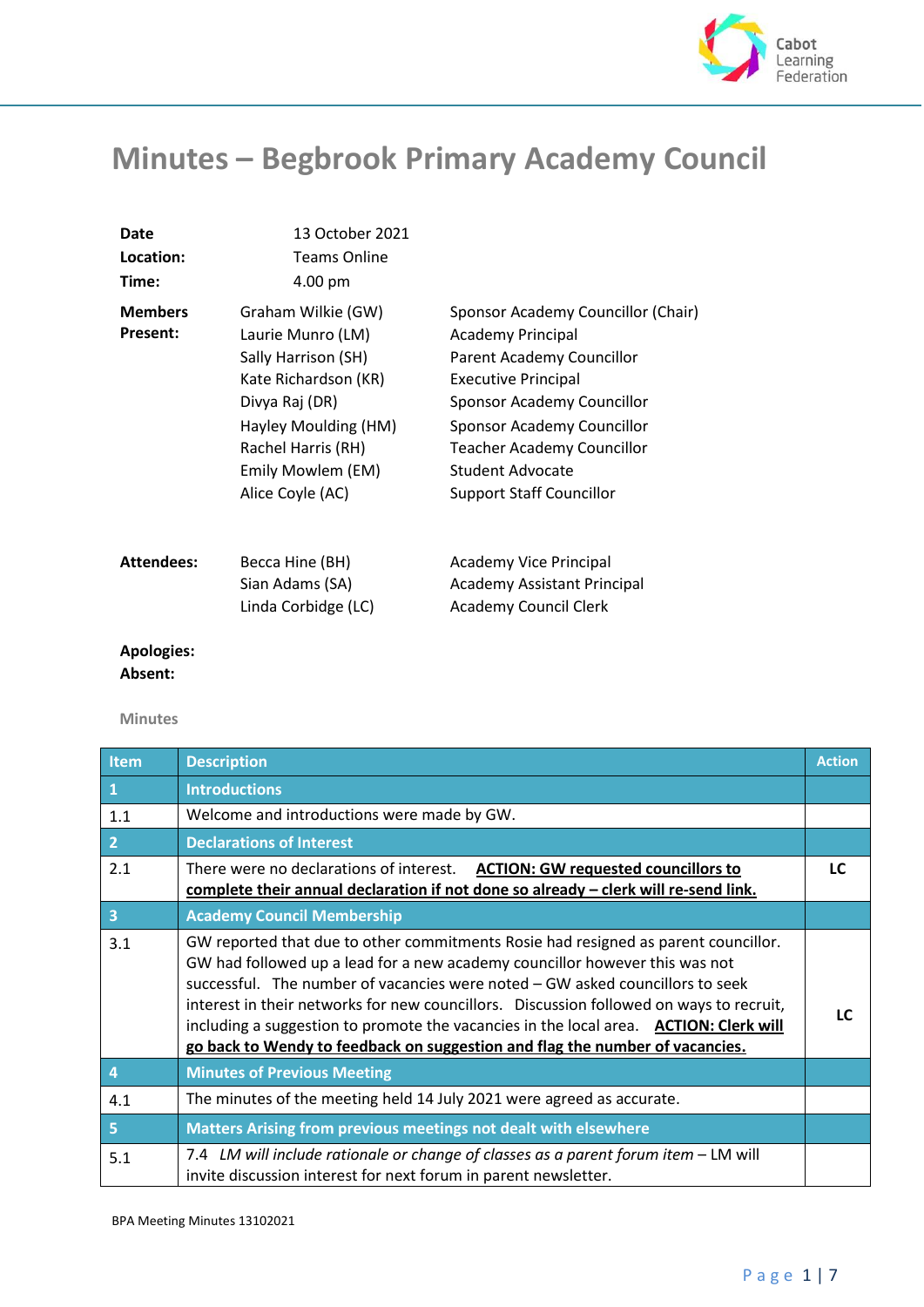# Minutes – Begbrook Primary Academy Council

| | | |
|---|---|---|
| **Date** | 13 October 2021 | |
| **Location:** | Teams Online | |
| **Time:** | 4.00 pm | |
| **Members Present:** | Graham Wilkie (GW) | Sponsor Academy Councillor (Chair) |
| | Laurie Munro (LM) | Academy Principal |
| | Sally Harrison (SH) | Parent Academy Councillor |
| | Kate Richardson (KR) | Executive Principal |
| | Divya Raj (DR) | Sponsor Academy Councillor |
| | Hayley Moulding (HM) | Sponsor Academy Councillor |
| | Rachel Harris (RH) | Teacher Academy Councillor |
| | Emily Mowlem (EM) | Student Advocate |
| | Alice Coyle (AC) | Support Staff Councillor |
| **Attendees:** | Becca Hine (BH) | Academy Vice Principal |
| | Sian Adams (SA) | Academy Assistant Principal |
| | Linda Corbidge (LC) | Academy Council Clerk |
| **Apologies:** | | |
| **Absent:** | | |

Minutes

| Item | Description | Action |
|---|---|---|
| **1** | **Introductions** | |
| 1.1 | Welcome and introductions were made by GW. | |
| **2** | **Declarations of Interest** | |
| 2.1 | There were no declarations of interest. **ACTION: GW requested councillors to complete their annual declaration if not done so already – clerk will re-send link.** | LC |
| **3** | **Academy Council Membership** | |
| 3.1 | GW reported that due to other commitments Rosie had resigned as parent councillor. GW had followed up a lead for a new academy councillor however this was not successful. The number of vacancies were noted – GW asked councillors to seek interest in their networks for new councillors. Discussion followed on ways to recruit, including a suggestion to promote the vacancies in the local area. **ACTION: Clerk will go back to Wendy to feedback on suggestion and flag the number of vacancies.** | LC |
| **4** | **Minutes of Previous Meeting** | |
| 4.1 | The minutes of the meeting held 14 July 2021 were agreed as accurate. | |
| **5** | **Matters Arising from previous meetings not dealt with elsewhere** | |
| 5.1 | 7.4 *LM will include rationale or change of classes as a parent forum item* – LM will invite discussion interest for next forum in parent newsletter. | |

BPA Meeting Minutes 13102021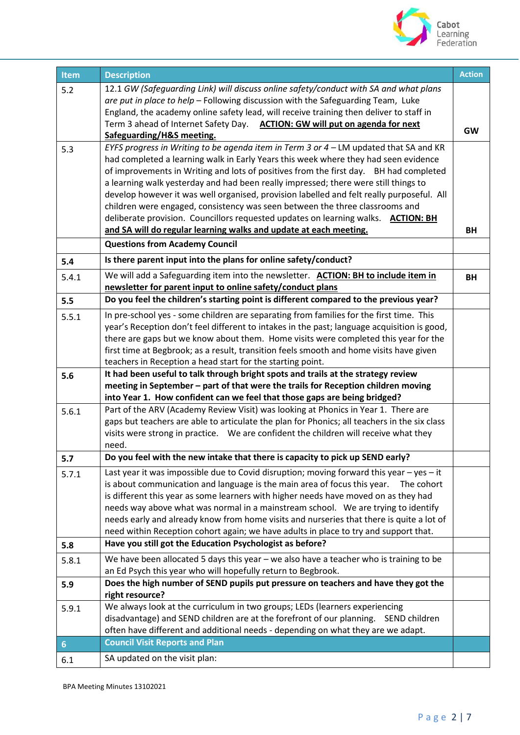| Item | Description | Action |
|---|---|---|
| 5.2 | 12.1 *GW (Safeguarding Link) will discuss online safety/conduct with SA and what plans are put in place to help* – Following discussion with the Safeguarding Team, Luke England, the academy online safety lead, will receive training then deliver to staff in Term 3 ahead of Internet Safety Day. **ACTION: GW will put on agenda for next Safeguarding/H&S meeting.** | **GW** |
| 5.3 | *EYFS progress in Writing to be agenda item in Term 3 or 4* – LM updated that SA and KR had completed a learning walk in Early Years this week where they had seen evidence of improvements in Writing and lots of positives from the first day. BH had completed a learning walk yesterday and had been really impressed; there were still things to develop however it was well organised, provision labelled and felt really purposeful. All children were engaged, consistency was seen between the three classrooms and deliberate provision. Councillors requested updates on learning walks. **ACTION: BH and SA will do regular learning walks and update at each meeting.** | **BH** |
| | **Questions from Academy Council** | |
| **5.4** | **Is there parent input into the plans for online safety/conduct?** | |
| 5.4.1 | We will add a Safeguarding item into the newsletter. **ACTION: BH to include item in newsletter for parent input to online safety/conduct plans** | **BH** |
| **5.5** | **Do you feel the children's starting point is different compared to the previous year?** | |
| 5.5.1 | In pre-school yes - some children are separating from families for the first time. This year's Reception don't feel different to intakes in the past; language acquisition is good, there are gaps but we know about them. Home visits were completed this year for the first time at Begbrook; as a result, transition feels smooth and home visits have given teachers in Reception a head start for the starting point. | |
| **5.6** | **It had been useful to talk through bright spots and trails at the strategy review meeting in September – part of that were the trails for Reception children moving into Year 1. How confident can we feel that those gaps are being bridged?** | |
| 5.6.1 | Part of the ARV (Academy Review Visit) was looking at Phonics in Year 1. There are gaps but teachers are able to articulate the plan for Phonics; all teachers in the six class visits were strong in practice. We are confident the children will receive what they need. | |
| **5.7** | **Do you feel with the new intake that there is capacity to pick up SEND early?** | |
| 5.7.1 | Last year it was impossible due to Covid disruption; moving forward this year – yes – it is about communication and language is the main area of focus this year. The cohort is different this year as some learners with higher needs have moved on as they had needs way above what was normal in a mainstream school. We are trying to identify needs early and already know from home visits and nurseries that there is quite a lot of need within Reception cohort again; we have adults in place to try and support that. | |
| **5.8** | **Have you still got the Education Psychologist as before?** | |
| 5.8.1 | We have been allocated 5 days this year – we also have a teacher who is training to be an Ed Psych this year who will hopefully return to Begbrook. | |
| **5.9** | **Does the high number of SEND pupils put pressure on teachers and have they got the right resource?** | |
| 5.9.1 | We always look at the curriculum in two groups; LEDs (learners experiencing disadvantage) and SEND children are at the forefront of our planning. SEND children often have different and additional needs - depending on what they are we adapt. | |
| **6** | **Council Visit Reports and Plan** | |
| 6.1 | SA updated on the visit plan: | |

BPA Meeting Minutes 13102021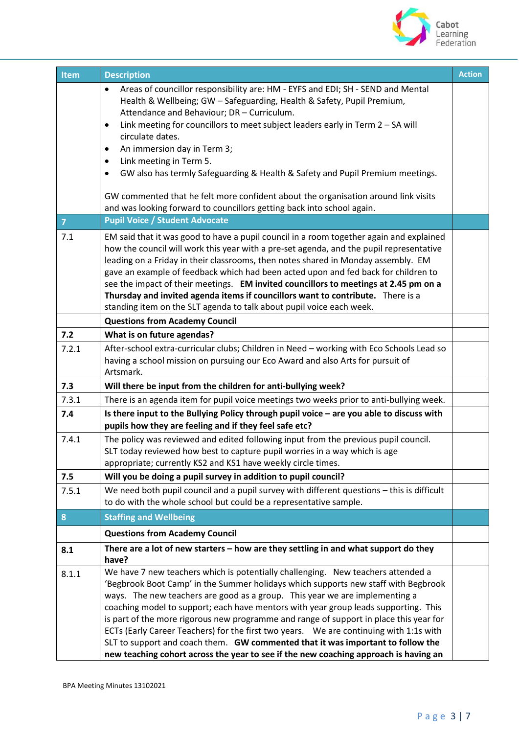| Item | Description | Action |
|---|---|---|
| | • Areas of councillor responsibility are: HM - EYFS and EDI; SH - SEND and Mental Health & Wellbeing; GW – Safeguarding, Health & Safety, Pupil Premium, Attendance and Behaviour; DR – Curriculum.<br>• Link meeting for councillors to meet subject leaders early in Term 2 – SA will circulate dates.<br>• An immersion day in Term 3;<br>• Link meeting in Term 5.<br>• GW also has termly Safeguarding & Health & Safety and Pupil Premium meetings.<br><br>GW commented that he felt more confident about the organisation around link visits and was looking forward to councillors getting back into school again. | |
| **7** | **Pupil Voice / Student Advocate** | |
| 7.1 | EM said that it was good to have a pupil council in a room together again and explained how the council will work this year with a pre-set agenda, and the pupil representative leading on a Friday in their classrooms, then notes shared in Monday assembly. EM gave an example of feedback which had been acted upon and fed back for children to see the impact of their meetings. **EM invited councillors to meetings at 2.45 pm on a Thursday and invited agenda items if councillors want to contribute.** There is a standing item on the SLT agenda to talk about pupil voice each week. | |
| | **Questions from Academy Council** | |
| **7.2** | **What is on future agendas?** | |
| 7.2.1 | After-school extra-curricular clubs; Children in Need – working with Eco Schools Lead so having a school mission on pursuing our Eco Award and also Arts for pursuit of Artsmark. | |
| **7.3** | **Will there be input from the children for anti-bullying week?** | |
| 7.3.1 | There is an agenda item for pupil voice meetings two weeks prior to anti-bullying week. | |
| **7.4** | **Is there input to the Bullying Policy through pupil voice – are you able to discuss with pupils how they are feeling and if they feel safe etc?** | |
| 7.4.1 | The policy was reviewed and edited following input from the previous pupil council. SLT today reviewed how best to capture pupil worries in a way which is age appropriate; currently KS2 and KS1 have weekly circle times. | |
| **7.5** | **Will you be doing a pupil survey in addition to pupil council?** | |
| 7.5.1 | We need both pupil council and a pupil survey with different questions – this is difficult to do with the whole school but could be a representative sample. | |
| **8** | **Staffing and Wellbeing** | |
| | **Questions from Academy Council** | |
| **8.1** | **There are a lot of new starters – how are they settling in and what support do they have?** | |
| 8.1.1 | We have 7 new teachers which is potentially challenging. New teachers attended a 'Begbrook Boot Camp' in the Summer holidays which supports new staff with Begbrook ways. The new teachers are good as a group. This year we are implementing a coaching model to support; each have mentors with year group leads supporting. This is part of the more rigorous new programme and range of support in place this year for ECTs (Early Career Teachers) for the first two years. We are continuing with 1:1s with SLT to support and coach them. **GW commented that it was important to follow the new teaching cohort across the year to see if the new coaching approach is having an** | |

BPA Meeting Minutes 13102021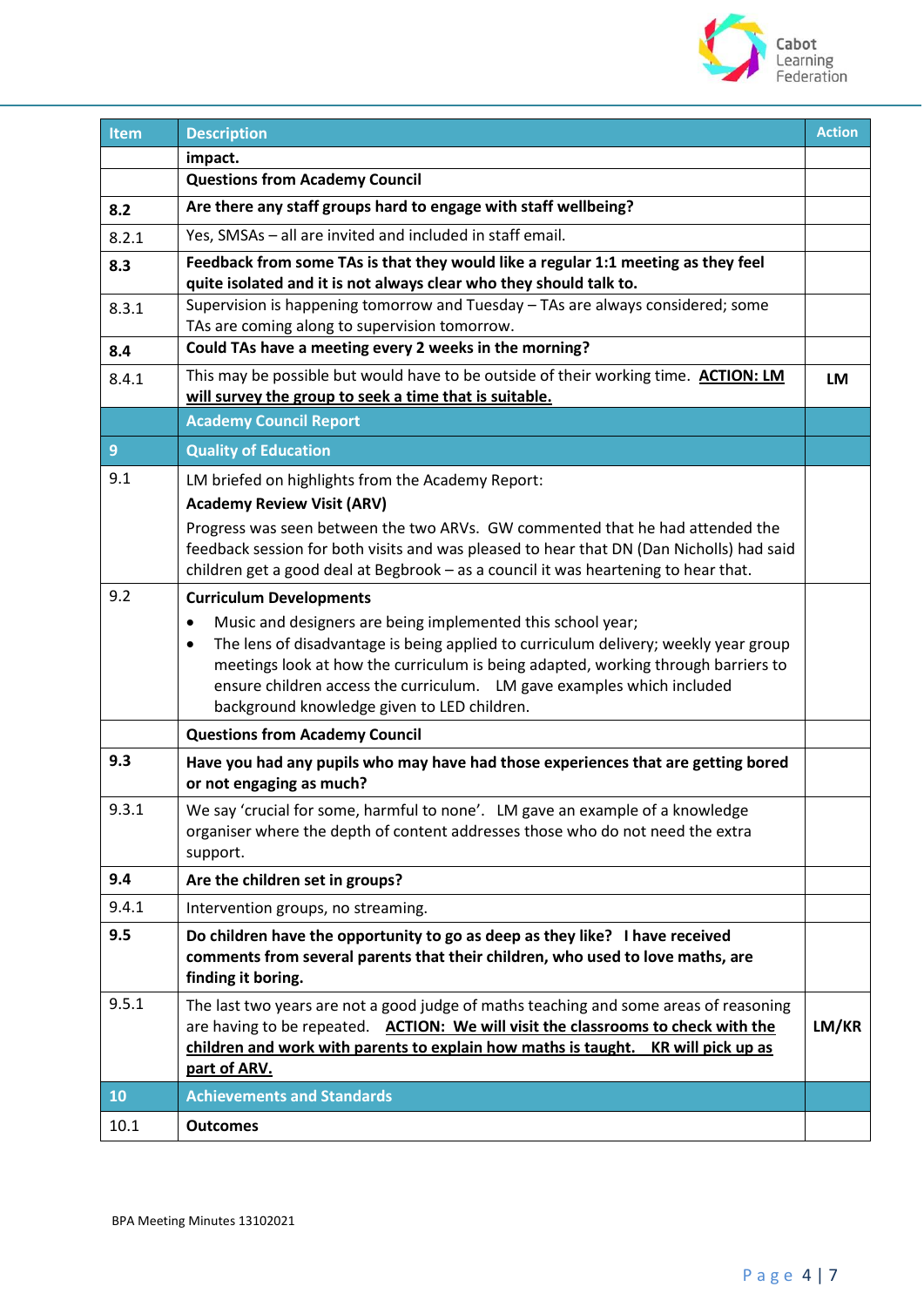| Item | Description | Action |
|---|---|---|
| | **impact.** | |
| | **Questions from Academy Council** | |
| **8.2** | **Are there any staff groups hard to engage with staff wellbeing?** | |
| 8.2.1 | Yes, SMSAs – all are invited and included in staff email. | |
| **8.3** | **Feedback from some TAs is that they would like a regular 1:1 meeting as they feel quite isolated and it is not always clear who they should talk to.** | |
| 8.3.1 | Supervision is happening tomorrow and Tuesday – TAs are always considered; some TAs are coming along to supervision tomorrow. | |
| **8.4** | **Could TAs have a meeting every 2 weeks in the morning?** | |
| 8.4.1 | This may be possible but would have to be outside of their working time. **ACTION: LM will survey the group to seek a time that is suitable.** | **LM** |
| | **Academy Council Report** | |
| **9** | **Quality of Education** | |
| 9.1 | LM briefed on highlights from the Academy Report:<br>**Academy Review Visit (ARV)**<br>Progress was seen between the two ARVs. GW commented that he had attended the feedback session for both visits and was pleased to hear that DN (Dan Nicholls) had said children get a good deal at Begbrook – as a council it was heartening to hear that. | |
| 9.2 | **Curriculum Developments**<br>• Music and designers are being implemented this school year;<br>• The lens of disadvantage is being applied to curriculum delivery; weekly year group meetings look at how the curriculum is being adapted, working through barriers to ensure children access the curriculum. LM gave examples which included background knowledge given to LED children. | |
| | **Questions from Academy Council** | |
| **9.3** | **Have you had any pupils who may have had those experiences that are getting bored or not engaging as much?** | |
| 9.3.1 | We say 'crucial for some, harmful to none'. LM gave an example of a knowledge organiser where the depth of content addresses those who do not need the extra support. | |
| **9.4** | **Are the children set in groups?** | |
| 9.4.1 | Intervention groups, no streaming. | |
| **9.5** | **Do children have the opportunity to go as deep as they like? I have received comments from several parents that their children, who used to love maths, are finding it boring.** | |
| 9.5.1 | The last two years are not a good judge of maths teaching and some areas of reasoning are having to be repeated. **ACTION: We will visit the classrooms to check with the children and work with parents to explain how maths is taught. KR will pick up as part of ARV.** | **LM/KR** |
| **10** | **Achievements and Standards** | |
| 10.1 | **Outcomes** | |

BPA Meeting Minutes 13102021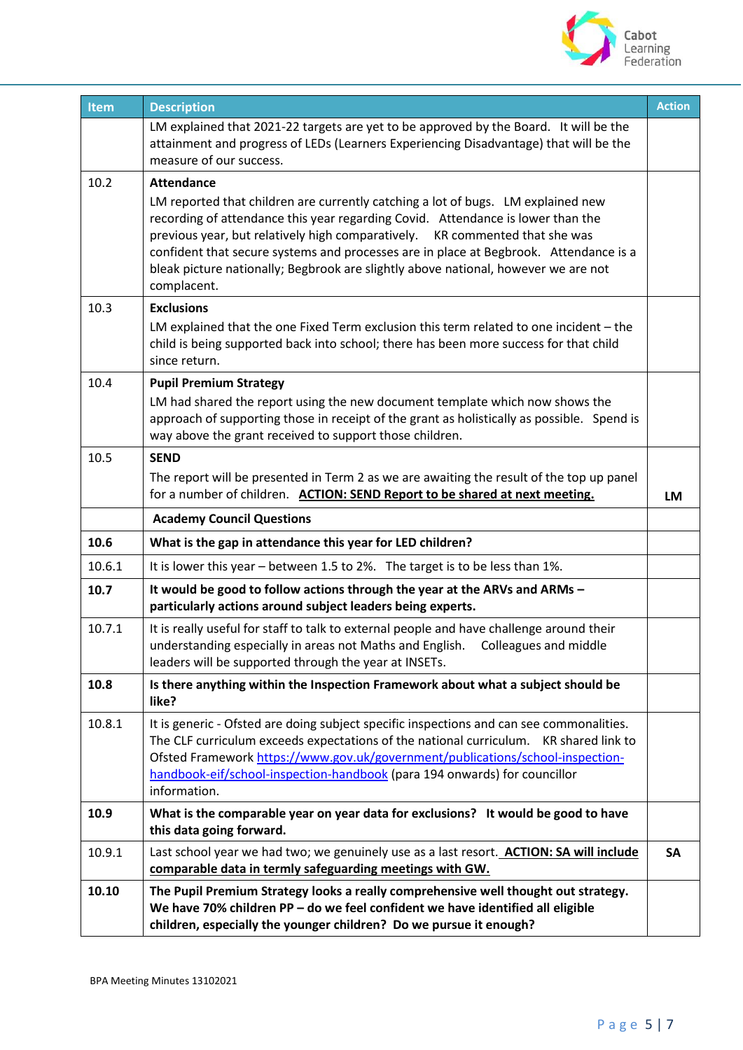| Item | Description | Action |
|---|---|---|
| | LM explained that 2021-22 targets are yet to be approved by the Board. It will be the attainment and progress of LEDs (Learners Experiencing Disadvantage) that will be the measure of our success. | |
| 10.2 | **Attendance**<br>LM reported that children are currently catching a lot of bugs. LM explained new recording of attendance this year regarding Covid. Attendance is lower than the previous year, but relatively high comparatively. KR commented that she was confident that secure systems and processes are in place at Begbrook. Attendance is a bleak picture nationally; Begbrook are slightly above national, however we are not complacent. | |
| 10.3 | **Exclusions**<br>LM explained that the one Fixed Term exclusion this term related to one incident – the child is being supported back into school; there has been more success for that child since return. | |
| 10.4 | **Pupil Premium Strategy**<br>LM had shared the report using the new document template which now shows the approach of supporting those in receipt of the grant as holistically as possible. Spend is way above the grant received to support those children. | |
| 10.5 | **SEND**<br>The report will be presented in Term 2 as we are awaiting the result of the top up panel for a number of children. **ACTION: SEND Report to be shared at next meeting.** | **LM** |
| | **Academy Council Questions** | |
| **10.6** | **What is the gap in attendance this year for LED children?** | |
| 10.6.1 | It is lower this year – between 1.5 to 2%. The target is to be less than 1%. | |
| **10.7** | **It would be good to follow actions through the year at the ARVs and ARMs – particularly actions around subject leaders being experts.** | |
| 10.7.1 | It is really useful for staff to talk to external people and have challenge around their understanding especially in areas not Maths and English. Colleagues and middle leaders will be supported through the year at INSETs. | |
| **10.8** | **Is there anything within the Inspection Framework about what a subject should be like?** | |
| 10.8.1 | It is generic - Ofsted are doing subject specific inspections and can see commonalities. The CLF curriculum exceeds expectations of the national curriculum. KR shared link to Ofsted Framework https://www.gov.uk/government/publications/school-inspection-handbook-eif/school-inspection-handbook (para 194 onwards) for councillor information. | |
| **10.9** | **What is the comparable year on year data for exclusions? It would be good to have this data going forward.** | |
| 10.9.1 | Last school year we had two; we genuinely use as a last resort. **ACTION: SA will include comparable data in termly safeguarding meetings with GW.** | **SA** |
| **10.10** | **The Pupil Premium Strategy looks a really comprehensive well thought out strategy. We have 70% children PP – do we feel confident we have identified all eligible children, especially the younger children? Do we pursue it enough?** | |

BPA Meeting Minutes 13102021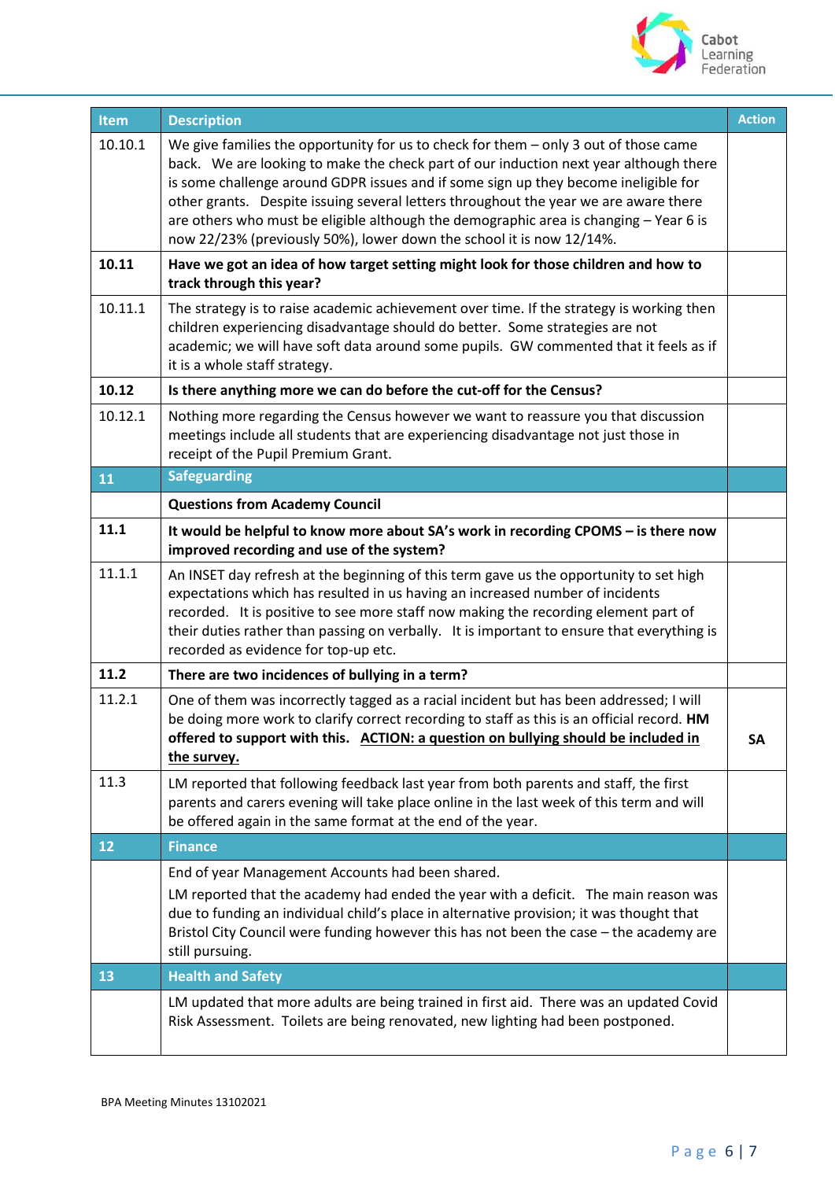| Item | Description | Action |
|---|---|---|
| 10.10.1 | We give families the opportunity for us to check for them – only 3 out of those came back. We are looking to make the check part of our induction next year although there is some challenge around GDPR issues and if some sign up they become ineligible for other grants. Despite issuing several letters throughout the year we are aware there are others who must be eligible although the demographic area is changing – Year 6 is now 22/23% (previously 50%), lower down the school it is now 12/14%. | |
| **10.11** | **Have we got an idea of how target setting might look for those children and how to track through this year?** | |
| 10.11.1 | The strategy is to raise academic achievement over time. If the strategy is working then children experiencing disadvantage should do better. Some strategies are not academic; we will have soft data around some pupils. GW commented that it feels as if it is a whole staff strategy. | |
| **10.12** | **Is there anything more we can do before the cut-off for the Census?** | |
| 10.12.1 | Nothing more regarding the Census however we want to reassure you that discussion meetings include all students that are experiencing disadvantage not just those in receipt of the Pupil Premium Grant. | |
| **11** | **Safeguarding** | |
| | **Questions from Academy Council** | |
| **11.1** | **It would be helpful to know more about SA's work in recording CPOMS – is there now improved recording and use of the system?** | |
| 11.1.1 | An INSET day refresh at the beginning of this term gave us the opportunity to set high expectations which has resulted in us having an increased number of incidents recorded. It is positive to see more staff now making the recording element part of their duties rather than passing on verbally. It is important to ensure that everything is recorded as evidence for top-up etc. | |
| **11.2** | **There are two incidences of bullying in a term?** | |
| 11.2.1 | One of them was incorrectly tagged as a racial incident but has been addressed; I will be doing more work to clarify correct recording to staff as this is an official record. **HM offered to support with this.** **ACTION: a question on bullying should be included in the survey.** | **SA** |
| 11.3 | LM reported that following feedback last year from both parents and staff, the first parents and carers evening will take place online in the last week of this term and will be offered again in the same format at the end of the year. | |
| **12** | **Finance** | |
| | End of year Management Accounts had been shared.<br>LM reported that the academy had ended the year with a deficit. The main reason was due to funding an individual child's place in alternative provision; it was thought that Bristol City Council were funding however this has not been the case – the academy are still pursuing. | |
| **13** | **Health and Safety** | |
| | LM updated that more adults are being trained in first aid. There was an updated Covid Risk Assessment. Toilets are being renovated, new lighting had been postponed. | |

BPA Meeting Minutes 13102021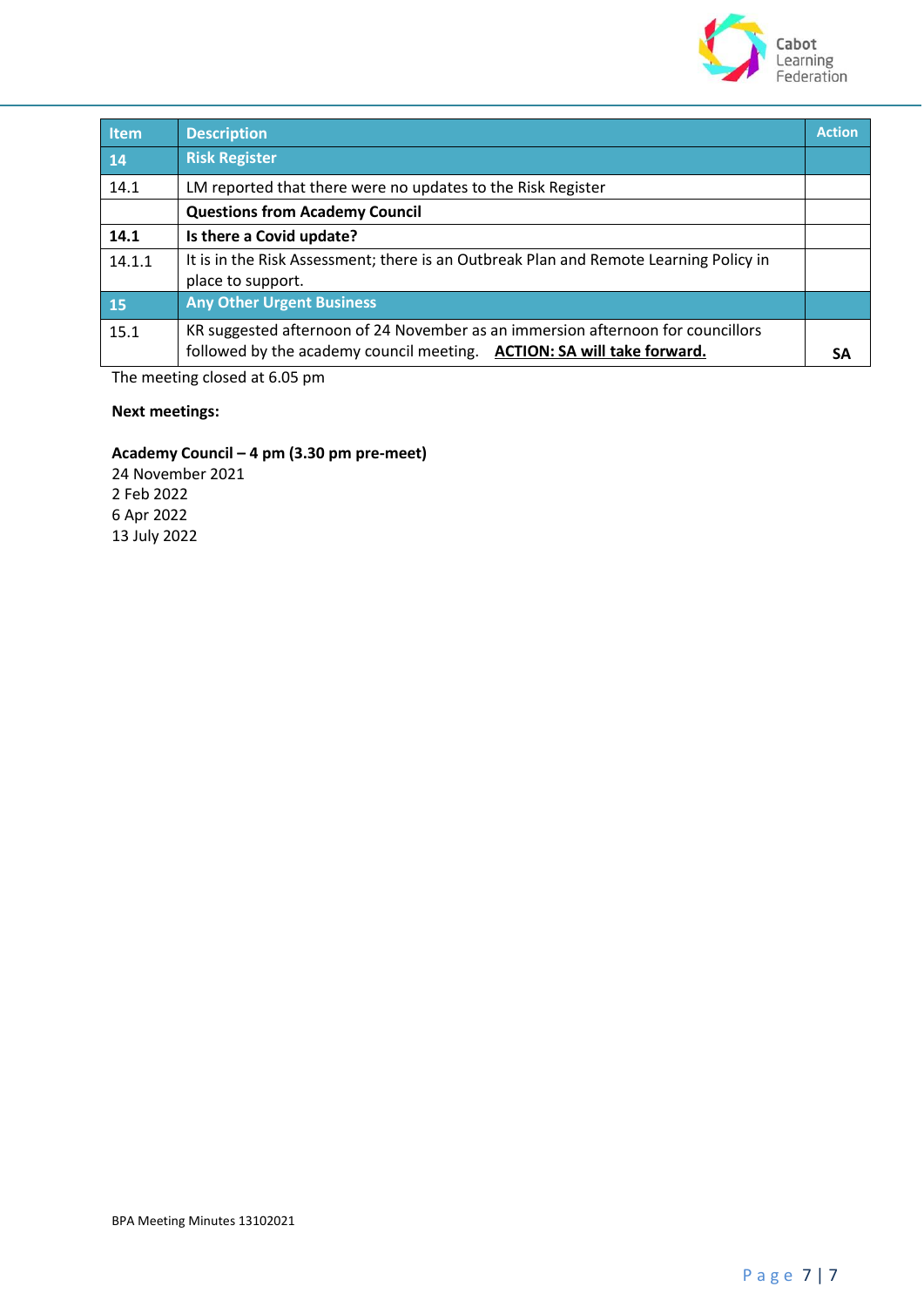| Item | Description | Action |
|---|---|---|
| **14** | **Risk Register** | |
| 14.1 | LM reported that there were no updates to the Risk Register | |
| | **Questions from Academy Council** | |
| **14.1** | **Is there a Covid update?** | |
| 14.1.1 | It is in the Risk Assessment; there is an Outbreak Plan and Remote Learning Policy in place to support. | |
| **15** | **Any Other Urgent Business** | |
| 15.1 | KR suggested afternoon of 24 November as an immersion afternoon for councillors followed by the academy council meeting. **ACTION: SA will take forward.** | **SA** |

The meeting closed at 6.05 pm

**Next meetings:**

**Academy Council – 4 pm (3.30 pm pre-meet)**
24 November 2021
2 Feb 2022
6 Apr 2022
13 July 2022

BPA Meeting Minutes 13102021